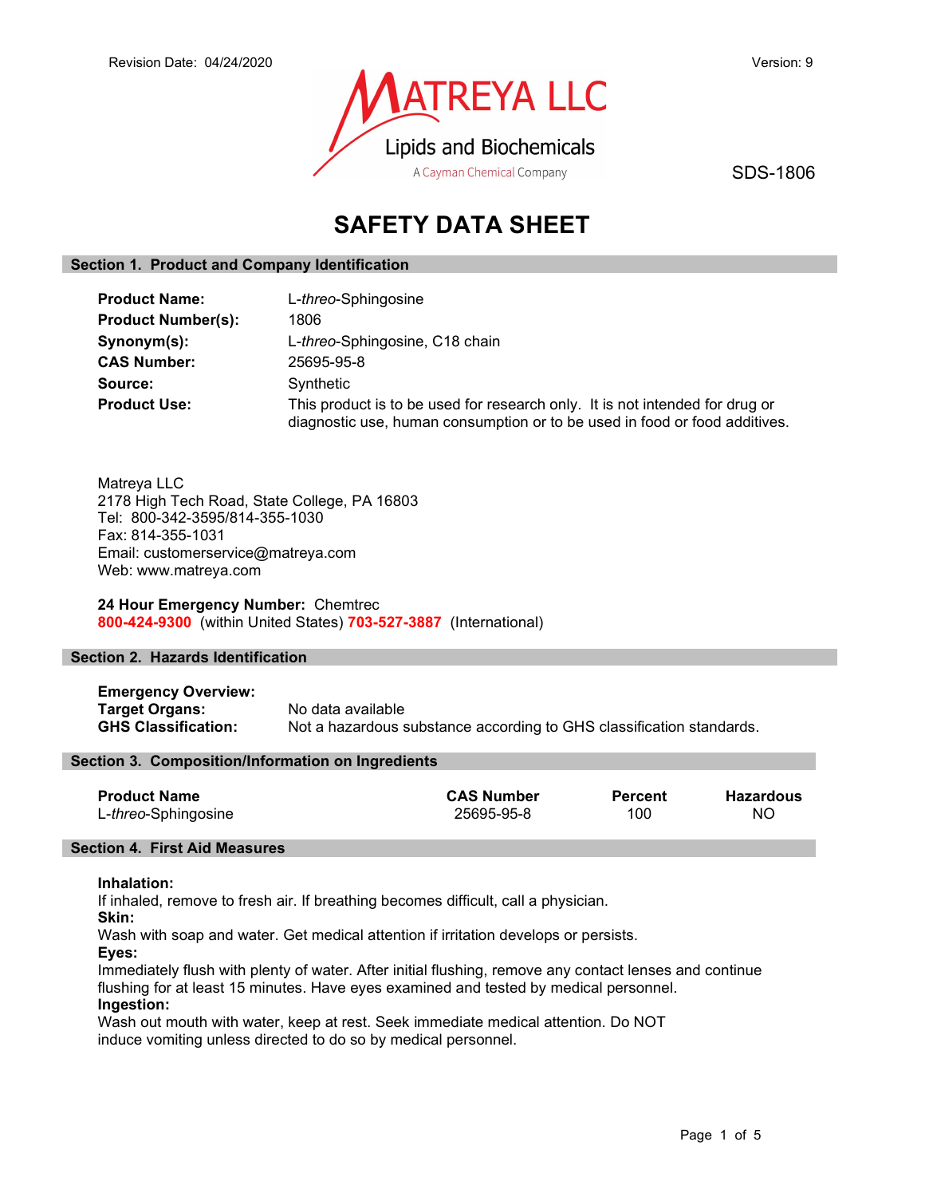Revision Date: 04/24/2020

Version: 9

MATREYA LLC
Lipids and Biochemicals
A Cayman Chemical Company

SDS-1806

# SAFETY DATA SHEET

## Section 1. Product and Company Identification

**Product Name:** L-*threo*-Sphingosine
**Product Number(s):** 1806
**Synonym(s):** L-*threo*-Sphingosine, C18 chain
**CAS Number:** 25695-95-8
**Source:** Synthetic
**Product Use:** This product is to be used for research only. It is not intended for drug or diagnostic use, human consumption or to be used in food or food additives.

Matreya LLC
2178 High Tech Road, State College, PA 16803
Tel: 800-342-3595/814-355-1030
Fax: 814-355-1031
Email: customerservice@matreya.com
Web: www.matreya.com

**24 Hour Emergency Number:** Chemtrec
**800-424-9300** (within United States) **703-527-3887** (International)

## Section 2. Hazards Identification

**Emergency Overview:**
**Target Organs:** No data available
**GHS Classification:** Not a hazardous substance according to GHS classification standards.

## Section 3. Composition/Information on Ingredients

| Product Name | CAS Number | Percent | Hazardous |
|---|---|---|---|
| L-*threo*-Sphingosine | 25695-95-8 | 100 | NO |

## Section 4. First Aid Measures

**Inhalation:**
If inhaled, remove to fresh air. If breathing becomes difficult, call a physician.
**Skin:**
Wash with soap and water. Get medical attention if irritation develops or persists.
**Eyes:**
Immediately flush with plenty of water. After initial flushing, remove any contact lenses and continue flushing for at least 15 minutes. Have eyes examined and tested by medical personnel.
**Ingestion:**
Wash out mouth with water, keep at rest. Seek immediate medical attention. Do NOT induce vomiting unless directed to do so by medical personnel.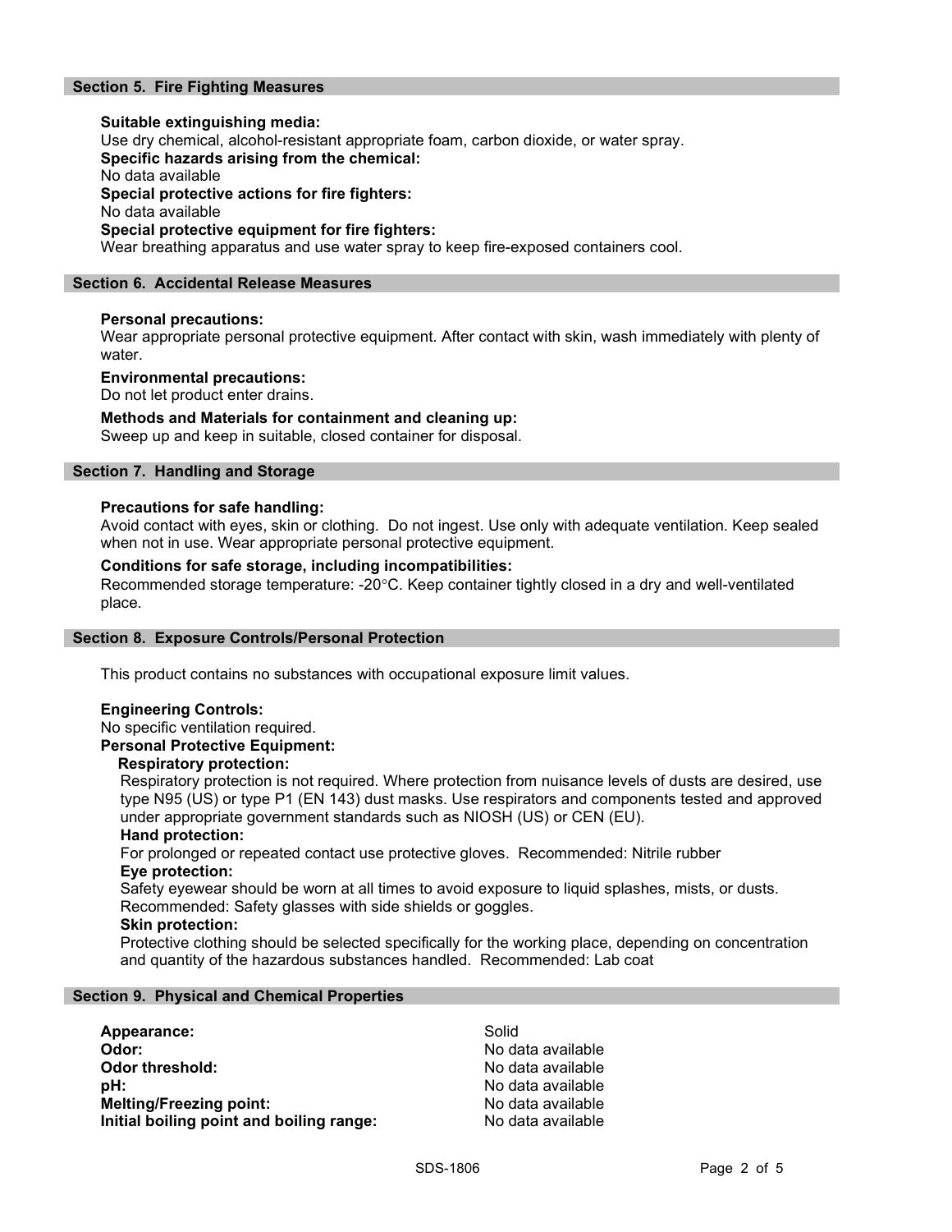## Section 5. Fire Fighting Measures

**Suitable extinguishing media:**
Use dry chemical, alcohol-resistant appropriate foam, carbon dioxide, or water spray.
**Specific hazards arising from the chemical:**
No data available
**Special protective actions for fire fighters:**
No data available
**Special protective equipment for fire fighters:**
Wear breathing apparatus and use water spray to keep fire-exposed containers cool.

## Section 6. Accidental Release Measures

**Personal precautions:**
Wear appropriate personal protective equipment. After contact with skin, wash immediately with plenty of water.

**Environmental precautions:**
Do not let product enter drains.

**Methods and Materials for containment and cleaning up:**
Sweep up and keep in suitable, closed container for disposal.

## Section 7. Handling and Storage

**Precautions for safe handling:**
Avoid contact with eyes, skin or clothing. Do not ingest. Use only with adequate ventilation. Keep sealed when not in use. Wear appropriate personal protective equipment.

**Conditions for safe storage, including incompatibilities:**
Recommended storage temperature: -20°C. Keep container tightly closed in a dry and well-ventilated place.

## Section 8. Exposure Controls/Personal Protection

This product contains no substances with occupational exposure limit values.

**Engineering Controls:**
No specific ventilation required.
**Personal Protective Equipment:**
**Respiratory protection:**
Respiratory protection is not required. Where protection from nuisance levels of dusts are desired, use type N95 (US) or type P1 (EN 143) dust masks. Use respirators and components tested and approved under appropriate government standards such as NIOSH (US) or CEN (EU).
**Hand protection:**
For prolonged or repeated contact use protective gloves. Recommended: Nitrile rubber
**Eye protection:**
Safety eyewear should be worn at all times to avoid exposure to liquid splashes, mists, or dusts. Recommended: Safety glasses with side shields or goggles.
**Skin protection:**
Protective clothing should be selected specifically for the working place, depending on concentration and quantity of the hazardous substances handled. Recommended: Lab coat

## Section 9. Physical and Chemical Properties

| | |
|---|---|
| **Appearance:** | Solid |
| **Odor:** | No data available |
| **Odor threshold:** | No data available |
| **pH:** | No data available |
| **Melting/Freezing point:** | No data available |
| **Initial boiling point and boiling range:** | No data available |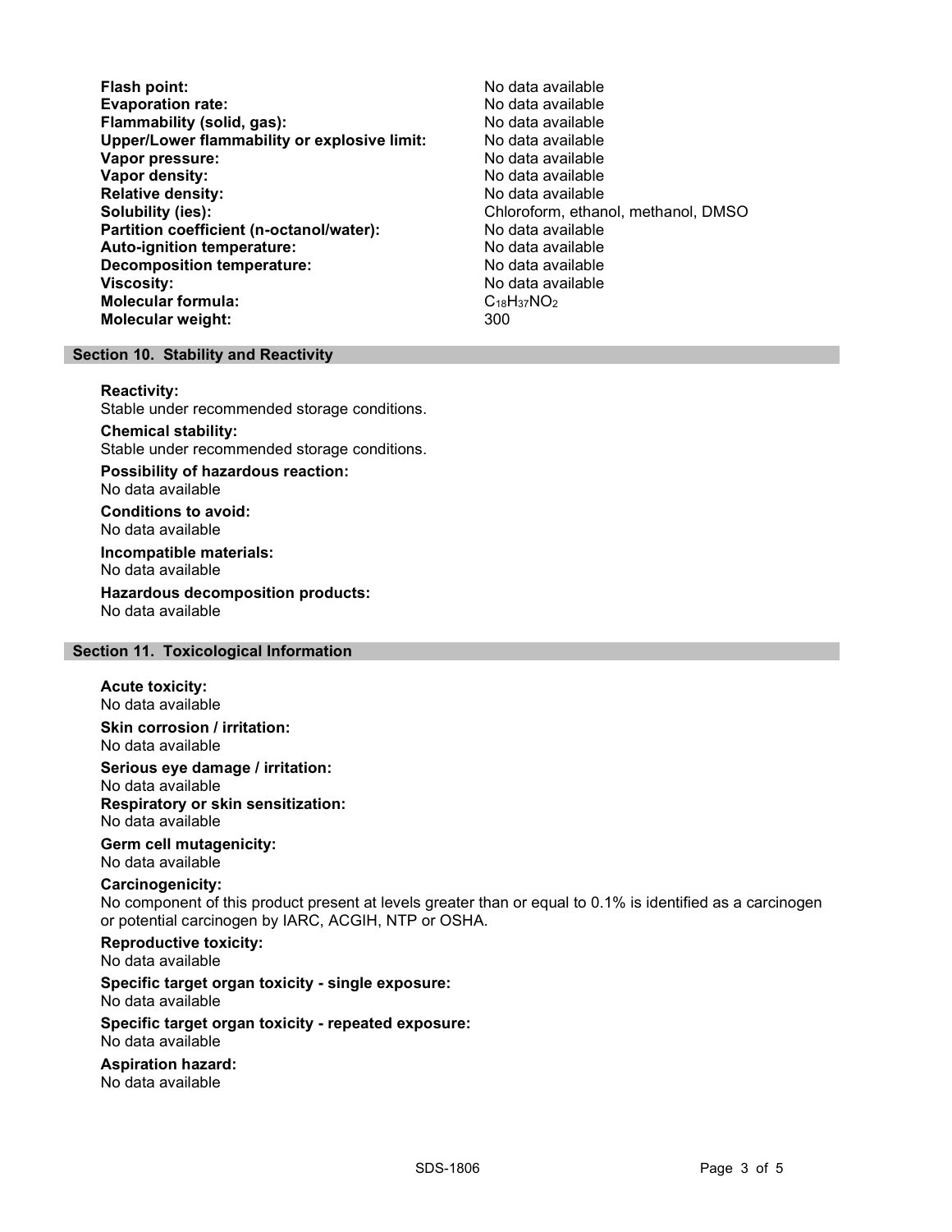| | |
|---|---|
| **Flash point:** | No data available |
| **Evaporation rate:** | No data available |
| **Flammability (solid, gas):** | No data available |
| **Upper/Lower flammability or explosive limit:** | No data available |
| **Vapor pressure:** | No data available |
| **Vapor density:** | No data available |
| **Relative density:** | No data available |
| **Solubility (ies):** | Chloroform, ethanol, methanol, DMSO |
| **Partition coefficient (n-octanol/water):** | No data available |
| **Auto-ignition temperature:** | No data available |
| **Decomposition temperature:** | No data available |
| **Viscosity:** | No data available |
| **Molecular formula:** | $C_{18}H_{37}NO_2$ |
| **Molecular weight:** | 300 |

## Section 10. Stability and Reactivity

**Reactivity:**
Stable under recommended storage conditions.

**Chemical stability:**
Stable under recommended storage conditions.

**Possibility of hazardous reaction:**
No data available

**Conditions to avoid:**
No data available

**Incompatible materials:**
No data available

**Hazardous decomposition products:**
No data available

## Section 11. Toxicological Information

**Acute toxicity:**
No data available

**Skin corrosion / irritation:**
No data available

**Serious eye damage / irritation:**
No data available

**Respiratory or skin sensitization:**
No data available

**Germ cell mutagenicity:**
No data available

**Carcinogenicity:**
No component of this product present at levels greater than or equal to 0.1% is identified as a carcinogen or potential carcinogen by IARC, ACGIH, NTP or OSHA.

**Reproductive toxicity:**
No data available

**Specific target organ toxicity - single exposure:**
No data available

**Specific target organ toxicity - repeated exposure:**
No data available

**Aspiration hazard:**
No data available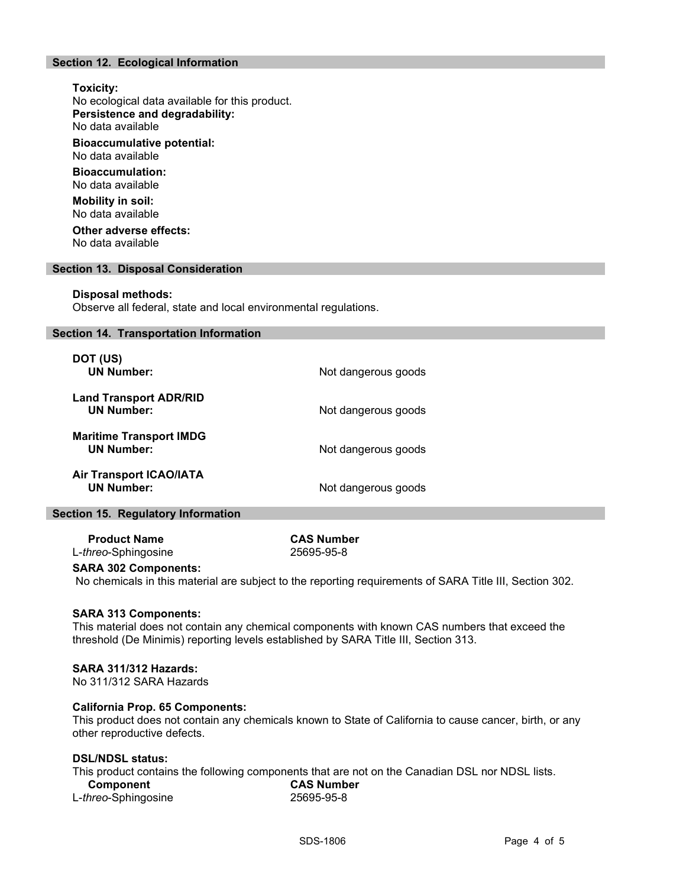## Section 12. Ecological Information

**Toxicity:**
No ecological data available for this product.

**Persistence and degradability:**
No data available

**Bioaccumulative potential:**
No data available

**Bioaccumulation:**
No data available

**Mobility in soil:**
No data available

**Other adverse effects:**
No data available

## Section 13. Disposal Consideration

**Disposal methods:**
Observe all federal, state and local environmental regulations.

## Section 14. Transportation Information

**DOT (US)**

| | |
|---|---|
| **UN Number:** | Not dangerous goods |

**Land Transport ADR/RID**

| | |
|---|---|
| **UN Number:** | Not dangerous goods |

**Maritime Transport IMDG**

| | |
|---|---|
| **UN Number:** | Not dangerous goods |

**Air Transport ICAO/IATA**

| | |
|---|---|
| **UN Number:** | Not dangerous goods |

## Section 15. Regulatory Information

| **Product Name** | **CAS Number** |
|---|---|
| L-*threo*-Sphingosine | 25695-95-8 |

**SARA 302 Components:**
No chemicals in this material are subject to the reporting requirements of SARA Title III, Section 302.

**SARA 313 Components:**
This material does not contain any chemical components with known CAS numbers that exceed the threshold (De Minimis) reporting levels established by SARA Title III, Section 313.

**SARA 311/312 Hazards:**
No 311/312 SARA Hazards

**California Prop. 65 Components:**
This product does not contain any chemicals known to State of California to cause cancer, birth, or any other reproductive defects.

**DSL/NDSL status:**
This product contains the following components that are not on the Canadian DSL nor NDSL lists.

| **Component** | **CAS Number** |
|---|---|
| L-*threo*-Sphingosine | 25695-95-8 |

SDS-1806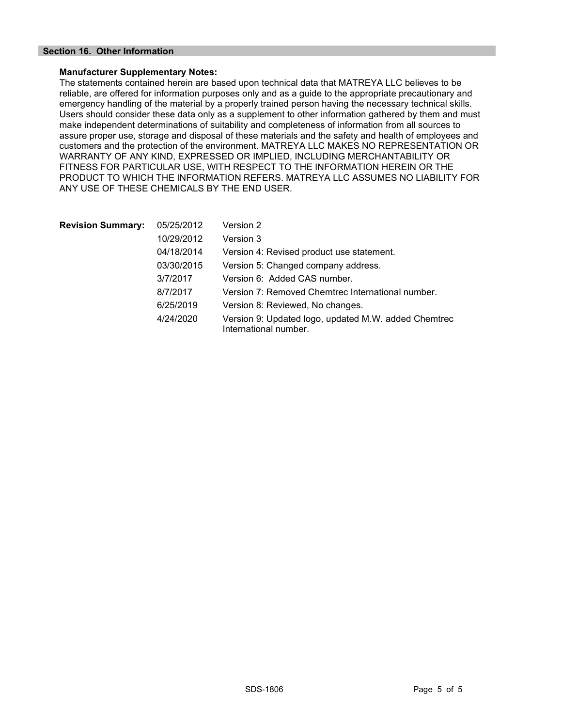## Section 16. Other Information

**Manufacturer Supplementary Notes:**
The statements contained herein are based upon technical data that MATREYA LLC believes to be reliable, are offered for information purposes only and as a guide to the appropriate precautionary and emergency handling of the material by a properly trained person having the necessary technical skills. Users should consider these data only as a supplement to other information gathered by them and must make independent determinations of suitability and completeness of information from all sources to assure proper use, storage and disposal of these materials and the safety and health of employees and customers and the protection of the environment. MATREYA LLC MAKES NO REPRESENTATION OR WARRANTY OF ANY KIND, EXPRESSED OR IMPLIED, INCLUDING MERCHANTABILITY OR FITNESS FOR PARTICULAR USE, WITH RESPECT TO THE INFORMATION HEREIN OR THE PRODUCT TO WHICH THE INFORMATION REFERS. MATREYA LLC ASSUMES NO LIABILITY FOR ANY USE OF THESE CHEMICALS BY THE END USER.

| | | |
|---|---|---|
| **Revision Summary:** | 05/25/2012 | Version 2 |
| | 10/29/2012 | Version 3 |
| | 04/18/2014 | Version 4: Revised product use statement. |
| | 03/30/2015 | Version 5: Changed company address. |
| | 3/7/2017 | Version 6: Added CAS number. |
| | 8/7/2017 | Version 7: Removed Chemtrec International number. |
| | 6/25/2019 | Version 8: Reviewed, No changes. |
| | 4/24/2020 | Version 9: Updated logo, updated M.W. added Chemtrec International number. |

SDS-1806